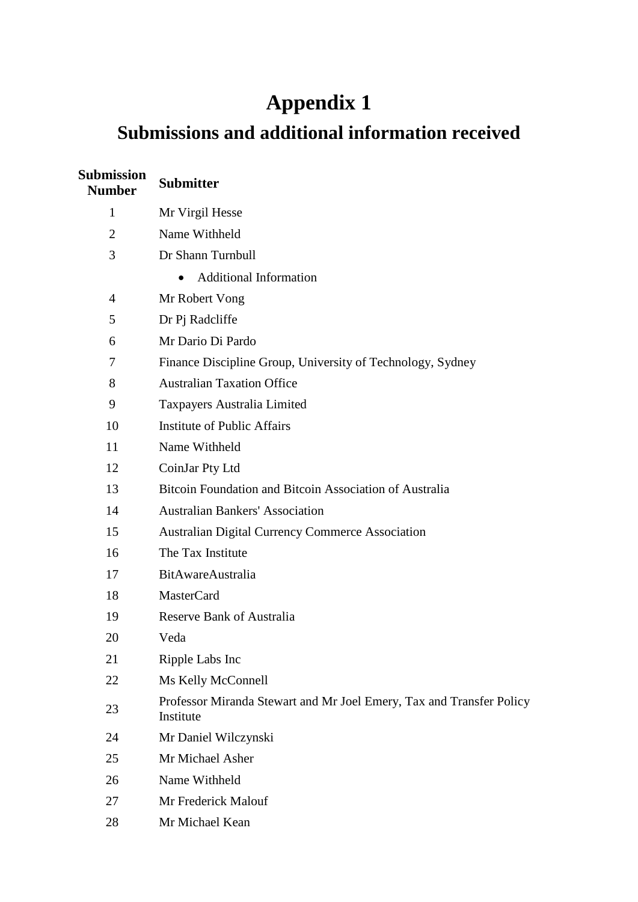# Appendix 1

## Submissions and additional information received

| Submission Number | Submitter |
| --- | --- |
| 1 | Mr Virgil Hesse |
| 2 | Name Withheld |
| 3 | Dr Shann Turnbull |
| | • Additional Information |
| 4 | Mr Robert Vong |
| 5 | Dr Pj Radcliffe |
| 6 | Mr Dario Di Pardo |
| 7 | Finance Discipline Group, University of Technology, Sydney |
| 8 | Australian Taxation Office |
| 9 | Taxpayers Australia Limited |
| 10 | Institute of Public Affairs |
| 11 | Name Withheld |
| 12 | CoinJar Pty Ltd |
| 13 | Bitcoin Foundation and Bitcoin Association of Australia |
| 14 | Australian Bankers' Association |
| 15 | Australian Digital Currency Commerce Association |
| 16 | The Tax Institute |
| 17 | BitAwareAustralia |
| 18 | MasterCard |
| 19 | Reserve Bank of Australia |
| 20 | Veda |
| 21 | Ripple Labs Inc |
| 22 | Ms Kelly McConnell |
| 23 | Professor Miranda Stewart and Mr Joel Emery, Tax and Transfer Policy Institute |
| 24 | Mr Daniel Wilczynski |
| 25 | Mr Michael Asher |
| 26 | Name Withheld |
| 27 | Mr Frederick Malouf |
| 28 | Mr Michael Kean |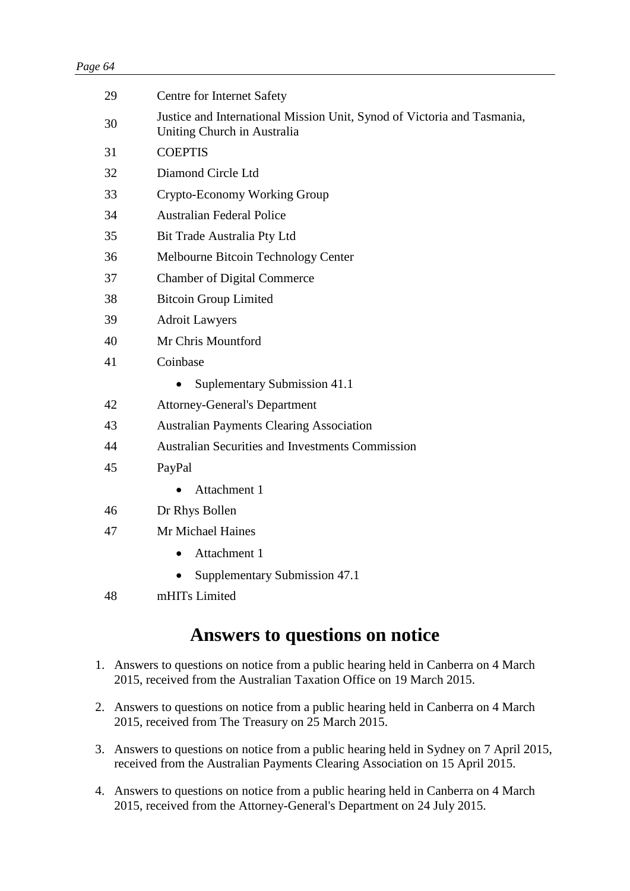| | |
|---|---|
| 29 | Centre for Internet Safety |
| 30 | Justice and International Mission Unit, Synod of Victoria and Tasmania, Uniting Church in Australia |
| 31 | COEPTIS |
| 32 | Diamond Circle Ltd |
| 33 | Crypto-Economy Working Group |
| 34 | Australian Federal Police |
| 35 | Bit Trade Australia Pty Ltd |
| 36 | Melbourne Bitcoin Technology Center |
| 37 | Chamber of Digital Commerce |
| 38 | Bitcoin Group Limited |
| 39 | Adroit Lawyers |
| 40 | Mr Chris Mountford |
| 41 | Coinbase<br>• Suplementary Submission 41.1 |
| 42 | Attorney-General's Department |
| 43 | Australian Payments Clearing Association |
| 44 | Australian Securities and Investments Commission |
| 45 | PayPal<br>• Attachment 1 |
| 46 | Dr Rhys Bollen |
| 47 | Mr Michael Haines<br>• Attachment 1<br>• Supplementary Submission 47.1 |
| 48 | mHITs Limited |

## Answers to questions on notice

1. Answers to questions on notice from a public hearing held in Canberra on 4 March 2015, received from the Australian Taxation Office on 19 March 2015.
2. Answers to questions on notice from a public hearing held in Canberra on 4 March 2015, received from The Treasury on 25 March 2015.
3. Answers to questions on notice from a public hearing held in Sydney on 7 April 2015, received from the Australian Payments Clearing Association on 15 April 2015.
4. Answers to questions on notice from a public hearing held in Canberra on 4 March 2015, received from the Attorney-General's Department on 24 July 2015.